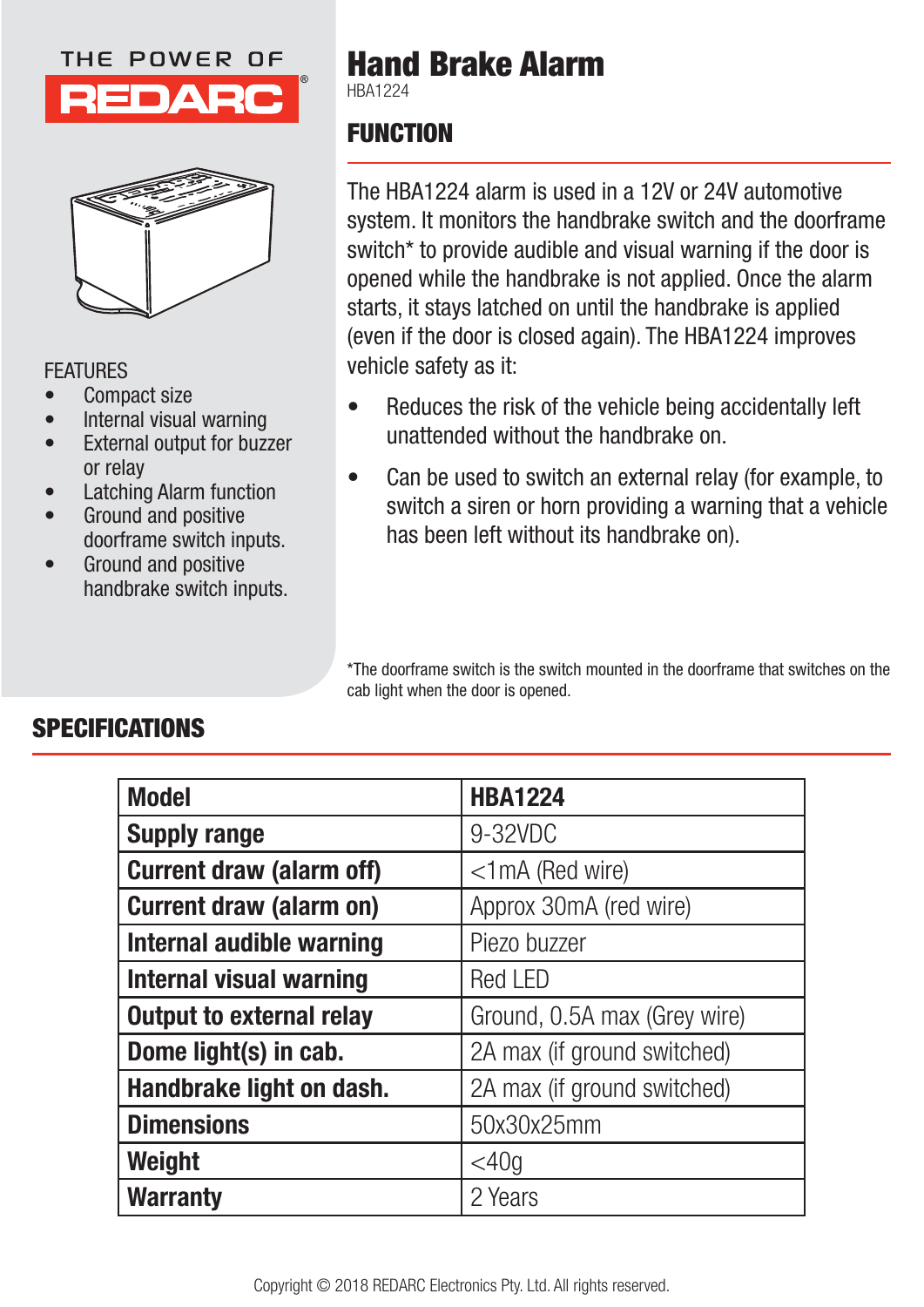THE POWER OF REDARC®

# Hand Brake Alarm

HBA1224

## FUNCTION

The HBA1224 alarm is used in a 12V or 24V automotive system. It monitors the handbrake switch and the doorframe switch* to provide audible and visual warning if the door is opened while the handbrake is not applied. Once the alarm starts, it stays latched on until the handbrake is applied (even if the door is closed again). The HBA1224 improves vehicle safety as it:

- Reduces the risk of the vehicle being accidentally left unattended without the handbrake on.
- Can be used to switch an external relay (for example, to switch a siren or horn providing a warning that a vehicle has been left without its handbrake on).

*The doorframe switch is the switch mounted in the doorframe that switches on the cab light when the door is opened.

FEATURES

- Compact size
- Internal visual warning
- External output for buzzer or relay
- Latching Alarm function
- Ground and positive doorframe switch inputs.
- Ground and positive handbrake switch inputs.

## SPECIFICATIONS

| Model | HBA1224 |
|---|---|
| Supply range | 9-32VDC |
| Current draw (alarm off) | <1mA (Red wire) |
| Current draw (alarm on) | Approx 30mA (red wire) |
| Internal audible warning | Piezo buzzer |
| Internal visual warning | Red LED |
| Output to external relay | Ground, 0.5A max (Grey wire) |
| Dome light(s) in cab. | 2A max (if ground switched) |
| Handbrake light on dash. | 2A max (if ground switched) |
| Dimensions | 50x30x25mm |
| Weight | <40g |
| Warranty | 2 Years |

Copyright © 2018 REDARC Electronics Pty. Ltd. All rights reserved.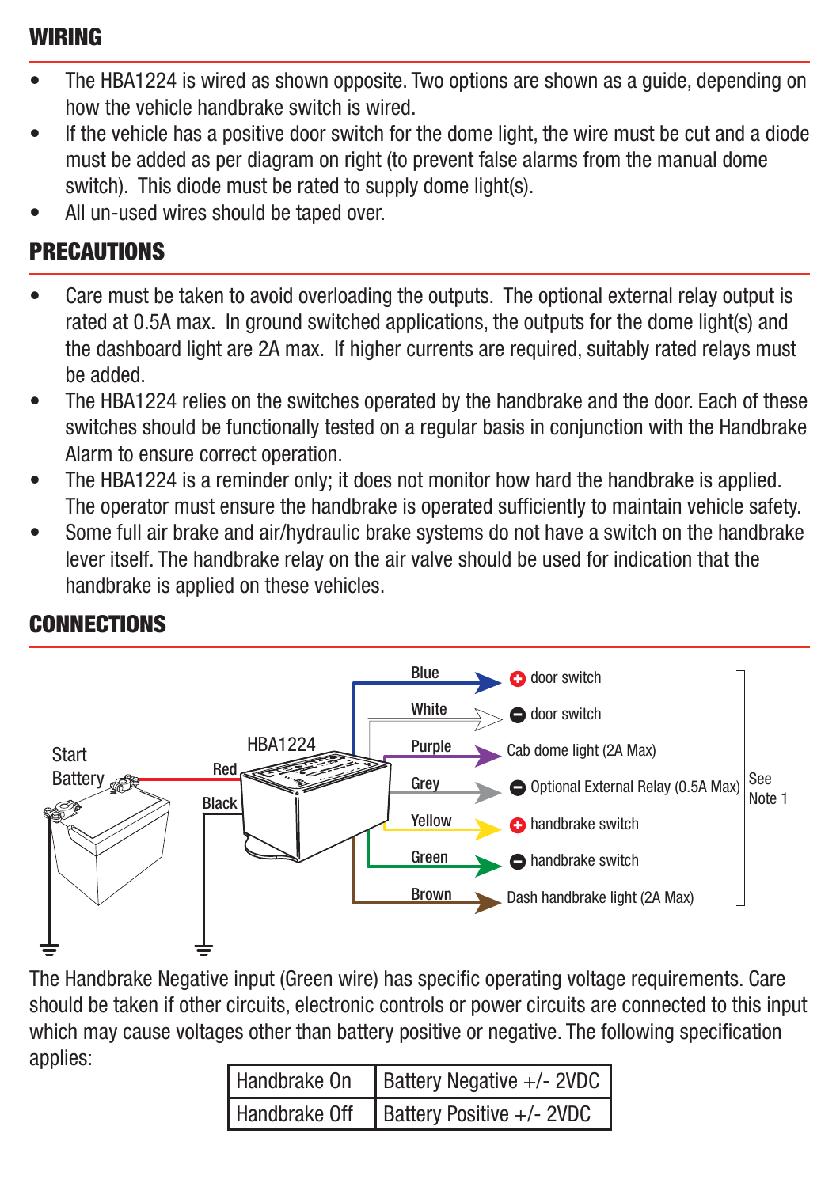## WIRING

- The HBA1224 is wired as shown opposite. Two options are shown as a guide, depending on how the vehicle handbrake switch is wired.
- If the vehicle has a positive door switch for the dome light, the wire must be cut and a diode must be added as per diagram on right (to prevent false alarms from the manual dome switch). This diode must be rated to supply dome light(s).
- All un-used wires should be taped over.

## PRECAUTIONS

- Care must be taken to avoid overloading the outputs. The optional external relay output is rated at 0.5A max. In ground switched applications, the outputs for the dome light(s) and the dashboard light are 2A max. If higher currents are required, suitably rated relays must be added.
- The HBA1224 relies on the switches operated by the handbrake and the door. Each of these switches should be functionally tested on a regular basis in conjunction with the Handbrake Alarm to ensure correct operation.
- The HBA1224 is a reminder only; it does not monitor how hard the handbrake is applied. The operator must ensure the handbrake is operated sufficiently to maintain vehicle safety.
- Some full air brake and air/hydraulic brake systems do not have a switch on the handbrake lever itself. The handbrake relay on the air valve should be used for indication that the handbrake is applied on these vehicles.

## CONNECTIONS

Start Battery — Red / Black — HBA1224

- Blue → + door switch
- White → − door switch
- Purple → Cab dome light (2A Max)
- Grey → − Optional External Relay (0.5A Max)
- Yellow → + handbrake switch
- Green → − handbrake switch
- Brown → Dash handbrake light (2A Max)

See Note 1

The Handbrake Negative input (Green wire) has specific operating voltage requirements. Care should be taken if other circuits, electronic controls or power circuits are connected to this input which may cause voltages other than battery positive or negative. The following specification applies:

| | |
|---|---|
| Handbrake On | Battery Negative +/- 2VDC |
| Handbrake Off | Battery Positive +/- 2VDC |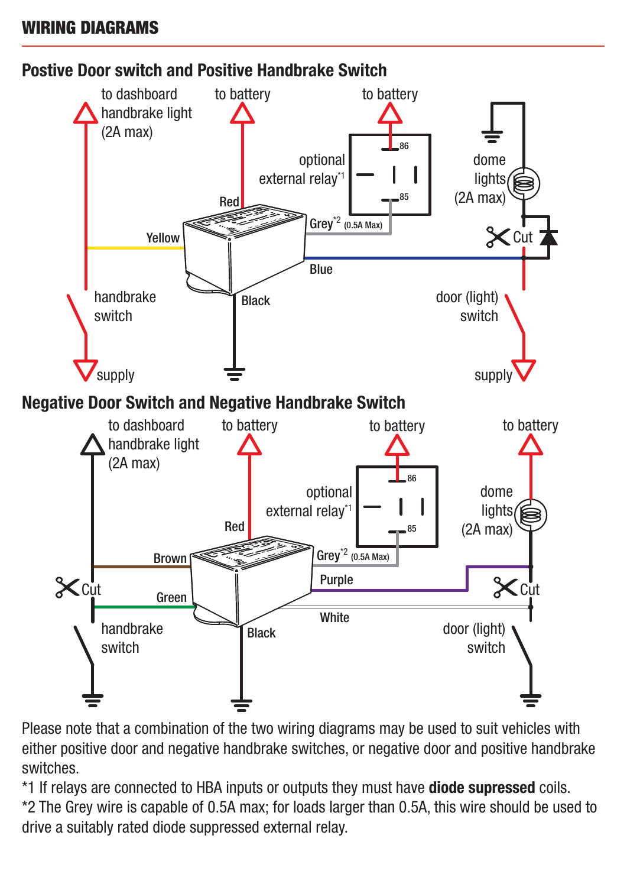## WIRING DIAGRAMS

### Postive Door switch and Positive Handbrake Switch

to dashboard handbrake light (2A max)

to battery

to battery

optional external relay*1

86

85

dome lights (2A max)

Red

Yellow

Grey*2 (0.5A Max)

Cut

Blue

handbrake switch

Black

door (light) switch

supply

supply

### Negative Door Switch and Negative Handbrake Switch

to dashboard handbrake light (2A max)

to battery

to battery

to battery

optional external relay*1

86

85

dome lights (2A max)

Red

Brown

Grey*2 (0.5A Max)

Purple

Cut

Green

Cut

White

handbrake switch

Black

door (light) switch

Please note that a combination of the two wiring diagrams may be used to suit vehicles with either positive door and negative handbrake switches, or negative door and positive handbrake switches.

*1 If relays are connected to HBA inputs or outputs they must have **diode supressed** coils.

*2 The Grey wire is capable of 0.5A max; for loads larger than 0.5A, this wire should be used to drive a suitably rated diode suppressed external relay.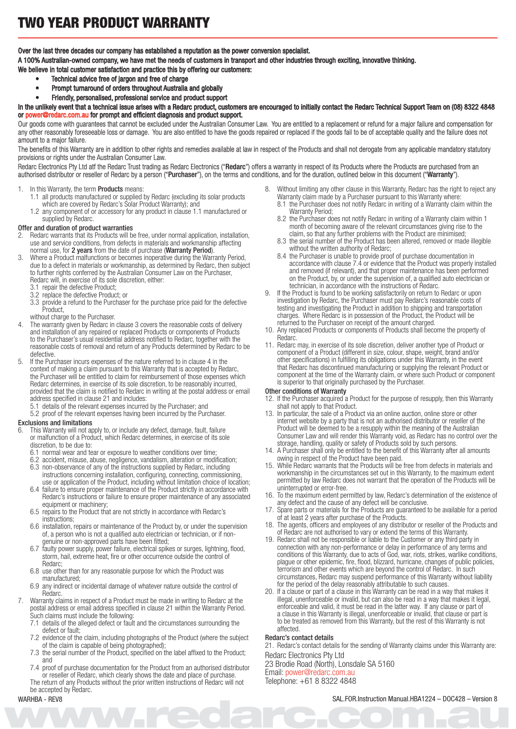# TWO YEAR PRODUCT WARRANTY

**Over the last three decades our company has established a reputation as the power conversion specialist.**

**A 100% Australian-owned company, we have met the needs of customers in transport and other industries through exciting, innovative thinking.**

**We believe in total customer satisfaction and practice this by offering our customers:**

- **Technical advice free of jargon and free of charge**
- **Prompt turnaround of orders throughout Australia and globally**
- **Friendly, personalised, professional service and product support**

**In the unlikely event that a technical issue arises with a Redarc product, customers are encouraged to initially contact the Redarc Technical Support Team on (08) 8322 4848 or power@redarc.com.au for prompt and efficient diagnosis and product support.**

Our goods come with guarantees that cannot be excluded under the Australian Consumer Law. You are entitled to a replacement or refund for a major failure and compensation for any other reasonably foreseeable loss or damage. You are also entitled to have the goods repaired or replaced if the goods fail to be of acceptable quality and the failure does not amount to a major failure.

The benefits of this Warranty are in addition to other rights and remedies available at law in respect of the Products and shall not derogate from any applicable mandatory statutory provisions or rights under the Australian Consumer Law.

Redarc Electronics Pty Ltd atf the Redarc Trust trading as Redarc Electronics ("**Redarc**") offers a warranty in respect of its Products where the Products are purchased from an authorised distributor or reseller of Redarc by a person ("**Purchaser**"), on the terms and conditions, and for the duration, outlined below in this document ("**Warranty**").

1. In this Warranty, the term **Products** means:
   1.1 all products manufactured or supplied by Redarc (excluding its solar products which are covered by Redarc's Solar Product Warranty); and
   1.2 any component of or accessory for any product in clause 1.1 manufactured or supplied by Redarc.

**Offer and duration of product warranties**

2. Redarc warrants that its Products will be free, under normal application, installation, use and service conditions, from defects in materials and workmanship affecting normal use, for **2 years** from the date of purchase (**Warranty Period**).
3. Where a Product malfunctions or becomes inoperative during the Warranty Period, due to a defect in materials or workmanship, as determined by Redarc, then subject to further rights conferred by the Australian Consumer Law on the Purchaser, Redarc will, in exercise of its sole discretion, either:
   3.1 repair the defective Product;
   3.2 replace the defective Product; or
   3.3 provide a refund to the Purchaser for the purchase price paid for the defective Product,

   without charge to the Purchaser.
4. The warranty given by Redarc in clause 3 covers the reasonable costs of delivery and installation of any repaired or replaced Products or components of Products to the Purchaser's usual residential address notified to Redarc, together with the reasonable costs of removal and return of any Products determined by Redarc to be defective.
5. If the Purchaser incurs expenses of the nature referred to in clause 4 in the context of making a claim pursuant to this Warranty that is accepted by Redarc, the Purchaser will be entitled to claim for reimbursement of those expenses which Redarc determines, in exercise of its sole discretion, to be reasonably incurred, provided that the claim is notified to Redarc in writing at the postal address or email address specified in clause 21 and includes:
   5.1 details of the relevant expenses incurred by the Purchaser; and
   5.2 proof of the relevant expenses having been incurred by the Purchaser.

**Exclusions and limitations**

6. This Warranty will not apply to, or include any defect, damage, fault, failure or malfunction of a Product, which Redarc determines, in exercise of its sole discretion, to be due to:
   6.1 normal wear and tear or exposure to weather conditions over time;
   6.2 accident, misuse, abuse, negligence, vandalism, alteration or modification;
   6.3 non-observance of any of the instructions supplied by Redarc, including instructions concerning installation, configuring, connecting, commissioning, use or application of the Product, including without limitation choice of location;
   6.4 failure to ensure proper maintenance of the Product strictly in accordance with Redarc's instructions or failure to ensure proper maintenance of any associated equipment or machinery;
   6.5 repairs to the Product that are not strictly in accordance with Redarc's instructions;
   6.6 installation, repairs or maintenance of the Product by, or under the supervision of, a person who is not a qualified auto electrician or technician, or if non-genuine or non-approved parts have been fitted;
   6.7 faulty power supply, power failure, electrical spikes or surges, lightning, flood, storm, hail, extreme heat, fire or other occurrence outside the control of Redarc;
   6.8 use other than for any reasonable purpose for which the Product was manufactured;
   6.9 any indirect or incidental damage of whatever nature outside the control of Redarc.
7. Warranty claims in respect of a Product must be made in writing to Redarc at the postal address or email address specified in clause 21 within the Warranty Period. Such claims must include the following:
   7.1 details of the alleged defect or fault and the circumstances surrounding the defect or fault;
   7.2 evidence of the claim, including photographs of the Product (where the subject of the claim is capable of being photographed);
   7.3 the serial number of the Product, specified on the label affixed to the Product; and
   7.4 proof of purchase documentation for the Product from an authorised distributor or reseller of Redarc, which clearly shows the date and place of purchase.

   The return of any Products without the prior written instructions of Redarc will not be accepted by Redarc.
8. Without limiting any other clause in this Warranty, Redarc has the right to reject any Warranty claim made by a Purchaser pursuant to this Warranty where:
   8.1 the Purchaser does not notify Redarc in writing of a Warranty claim within the Warranty Period;
   8.2 the Purchaser does not notify Redarc in writing of a Warranty claim within 1 month of becoming aware of the relevant circumstances giving rise to the claim, so that any further problems with the Product are minimised;
   8.3 the serial number of the Product has been altered, removed or made illegible without the written authority of Redarc;
   8.4 the Purchaser is unable to provide proof of purchase documentation in accordance with clause 7.4 or evidence that the Product was properly installed and removed (if relevant), and that proper maintenance has been performed on the Product, by, or under the supervision of, a qualified auto electrician or technician, in accordance with the instructions of Redarc.
9. If the Product is found to be working satisfactorily on return to Redarc or upon investigation by Redarc, the Purchaser must pay Redarc's reasonable costs of testing and investigating the Product in addition to shipping and transportation charges. Where Redarc is in possession of the Product, the Product will be returned to the Purchaser on receipt of the amount charged.
10. Any replaced Products or components of Products shall become the property of Redarc.
11. Redarc may, in exercise of its sole discretion, deliver another type of Product or component of a Product (different in size, colour, shape, weight, brand and/or other specifications) in fulfilling its obligations under this Warranty, in the event that Redarc has discontinued manufacturing or supplying the relevant Product or component at the time of the Warranty claim, or where such Product or component is superior to that originally purchased by the Purchaser.

**Other conditions of Warranty**

12. If the Purchaser acquired a Product for the purpose of resupply, then this Warranty shall not apply to that Product.
13. In particular, the sale of a Product via an online auction, online store or other internet website by a party that is not an authorised distributor or reseller of the Product will be deemed to be a resupply within the meaning of the Australian Consumer Law and will render this Warranty void, as Redarc has no control over the storage, handling, quality or safety of Products sold by such persons.
14. A Purchaser shall only be entitled to the benefit of this Warranty after all amounts owing in respect of the Product have been paid.
15. While Redarc warrants that the Products will be free from defects in materials and workmanship in the circumstances set out in this Warranty, to the maximum extent permitted by law Redarc does not warrant that the operation of the Products will be uninterrupted or error-free.
16. To the maximum extent permitted by law, Redarc's determination of the existence of any defect and the cause of any defect will be conclusive.
17. Spare parts or materials for the Products are guaranteed to be available for a period of at least 2 years after purchase of the Products.
18. The agents, officers and employees of any distributor or reseller of the Products and of Redarc are not authorised to vary or extend the terms of this Warranty.
19. Redarc shall not be responsible or liable to the Customer or any third party in connection with any non-performance or delay in performance of any terms and conditions of this Warranty, due to acts of God, war, riots, strikes, warlike conditions, plague or other epidemic, fire, flood, blizzard, hurricane, changes of public policies, terrorism and other events which are beyond the control of Redarc. In such circumstances, Redarc may suspend performance of this Warranty without liability for the period of the delay reasonably attributable to such causes.
20. If a clause or part of a clause in this Warranty can be read in a way that makes it illegal, unenforceable or invalid, but can also be read in a way that makes it legal, enforceable and valid, it must be read in the latter way. If any clause or part of a clause in this Warranty is illegal, unenforceable or invalid, that clause or part is to be treated as removed from this Warranty, but the rest of this Warranty is not affected.

**Redarc's contact details**

21. Redarc's contact details for the sending of Warranty claims under this Warranty are:

Redarc Electronics Pty Ltd
23 Brodie Road (North), Lonsdale SA 5160
Email: power@redarc.com.au
Telephone: +61 8 8322 4848

WARHBA - REV8

SAL.FOR.Instruction Manual.HBA1224 – DOC428 – Version 8

www.redarc.com.au